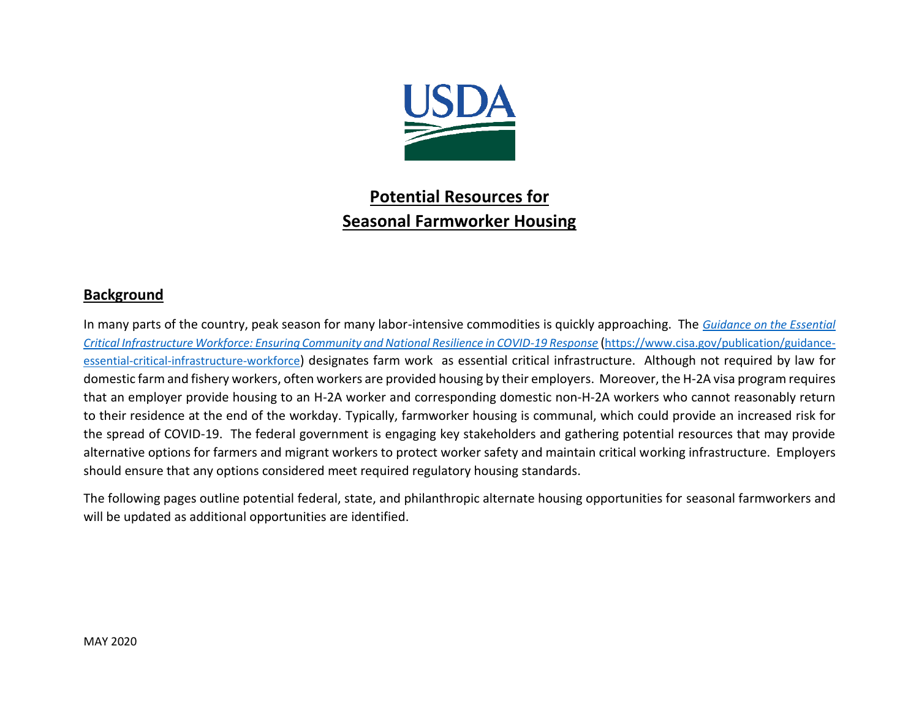USDA

# Potential Resources for Seasonal Farmworker Housing

## Background

In many parts of the country, peak season for many labor-intensive commodities is quickly approaching. The *[Guidance on the Essential Critical Infrastructure Workforce: Ensuring Community and National Resilience in COVID-19 Response](https://www.cisa.gov/publication/guidance-essential-critical-infrastructure-workforce)* ([https://www.cisa.gov/publication/guidance-essential-critical-infrastructure-workforce](https://www.cisa.gov/publication/guidance-essential-critical-infrastructure-workforce)) designates farm work as essential critical infrastructure. Although not required by law for domestic farm and fishery workers, often workers are provided housing by their employers. Moreover, the H-2A visa program requires that an employer provide housing to an H-2A worker and corresponding domestic non-H-2A workers who cannot reasonably return to their residence at the end of the workday. Typically, farmworker housing is communal, which could provide an increased risk for the spread of COVID-19. The federal government is engaging key stakeholders and gathering potential resources that may provide alternative options for farmers and migrant workers to protect worker safety and maintain critical working infrastructure. Employers should ensure that any options considered meet required regulatory housing standards.

The following pages outline potential federal, state, and philanthropic alternate housing opportunities for seasonal farmworkers and will be updated as additional opportunities are identified.

MAY 2020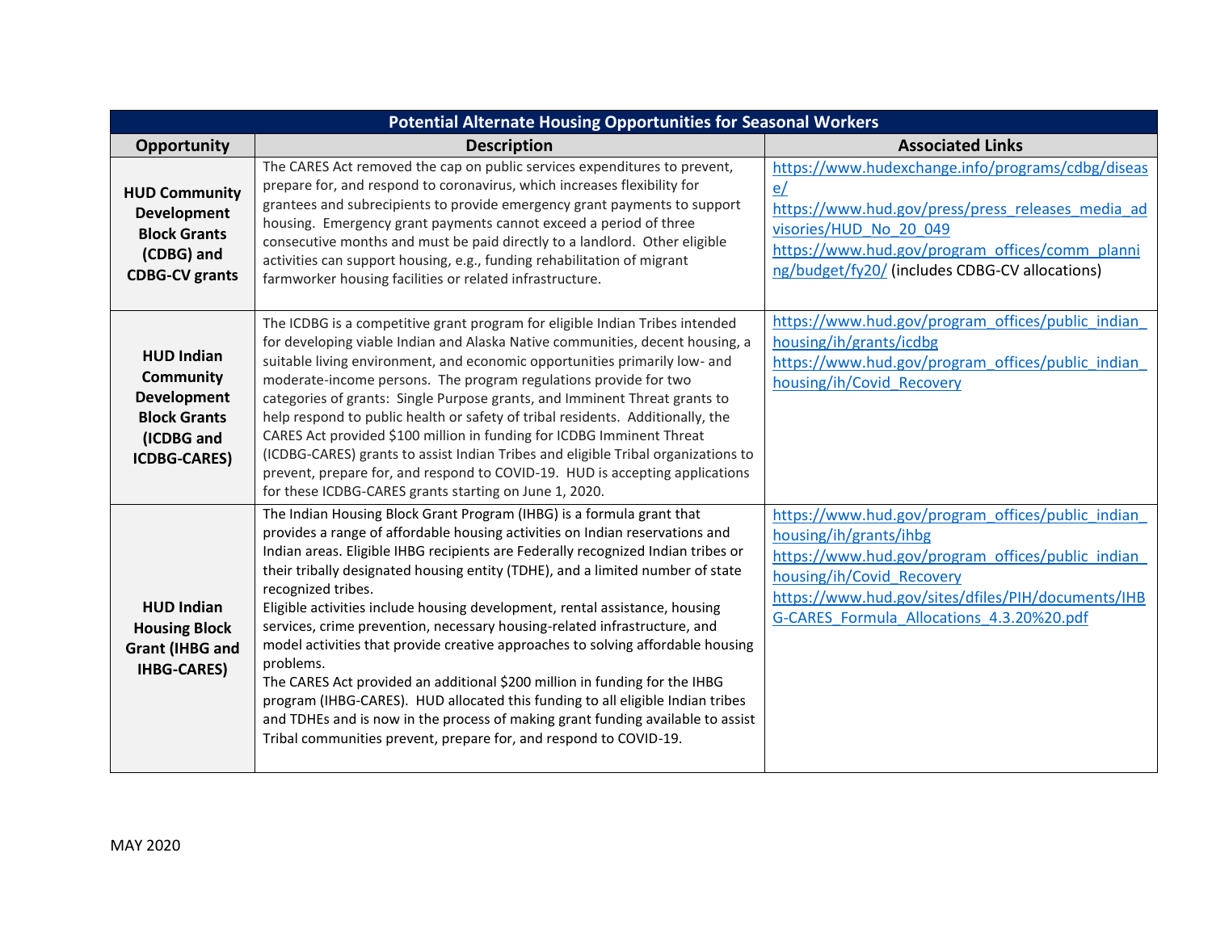| Potential Alternate Housing Opportunities for Seasonal Workers | | |
|---|---|---|
| **Opportunity** | **Description** | **Associated Links** |
| **HUD Community Development Block Grants (CDBG) and CDBG-CV grants** | The CARES Act removed the cap on public services expenditures to prevent, prepare for, and respond to coronavirus, which increases flexibility for grantees and subrecipients to provide emergency grant payments to support housing. Emergency grant payments cannot exceed a period of three consecutive months and must be paid directly to a landlord. Other eligible activities can support housing, e.g., funding rehabilitation of migrant farmworker housing facilities or related infrastructure. | https://www.hudexchange.info/programs/cdbg/disease/ https://www.hud.gov/press/press_releases_media_advisories/HUD_No_20_049 https://www.hud.gov/program_offices/comm_planning/budget/fy20/ (includes CDBG-CV allocations) |
| **HUD Indian Community Development Block Grants (ICDBG and ICDBG-CARES)** | The ICDBG is a competitive grant program for eligible Indian Tribes intended for developing viable Indian and Alaska Native communities, decent housing, a suitable living environment, and economic opportunities primarily low- and moderate-income persons. The program regulations provide for two categories of grants: Single Purpose grants, and Imminent Threat grants to help respond to public health or safety of tribal residents. Additionally, the CARES Act provided $100 million in funding for ICDBG Imminent Threat (ICDBG-CARES) grants to assist Indian Tribes and eligible Tribal organizations to prevent, prepare for, and respond to COVID-19. HUD is accepting applications for these ICDBG-CARES grants starting on June 1, 2020. | https://www.hud.gov/program_offices/public_indian_housing/ih/grants/icdbg https://www.hud.gov/program_offices/public_indian_housing/ih/Covid_Recovery |
| **HUD Indian Housing Block Grant (IHBG and IHBG-CARES)** | The Indian Housing Block Grant Program (IHBG) is a formula grant that provides a range of affordable housing activities on Indian reservations and Indian areas. Eligible IHBG recipients are Federally recognized Indian tribes or their tribally designated housing entity (TDHE), and a limited number of state recognized tribes. Eligible activities include housing development, rental assistance, housing services, crime prevention, necessary housing-related infrastructure, and model activities that provide creative approaches to solving affordable housing problems. The CARES Act provided an additional $200 million in funding for the IHBG program (IHBG-CARES). HUD allocated this funding to all eligible Indian tribes and TDHEs and is now in the process of making grant funding available to assist Tribal communities prevent, prepare for, and respond to COVID-19. | https://www.hud.gov/program_offices/public_indian_housing/ih/grants/ihbg https://www.hud.gov/program_offices/public_indian_housing/ih/Covid_Recovery https://www.hud.gov/sites/dfiles/PIH/documents/IHBG-CARES_Formula_Allocations_4.3.20%20.pdf |

MAY 2020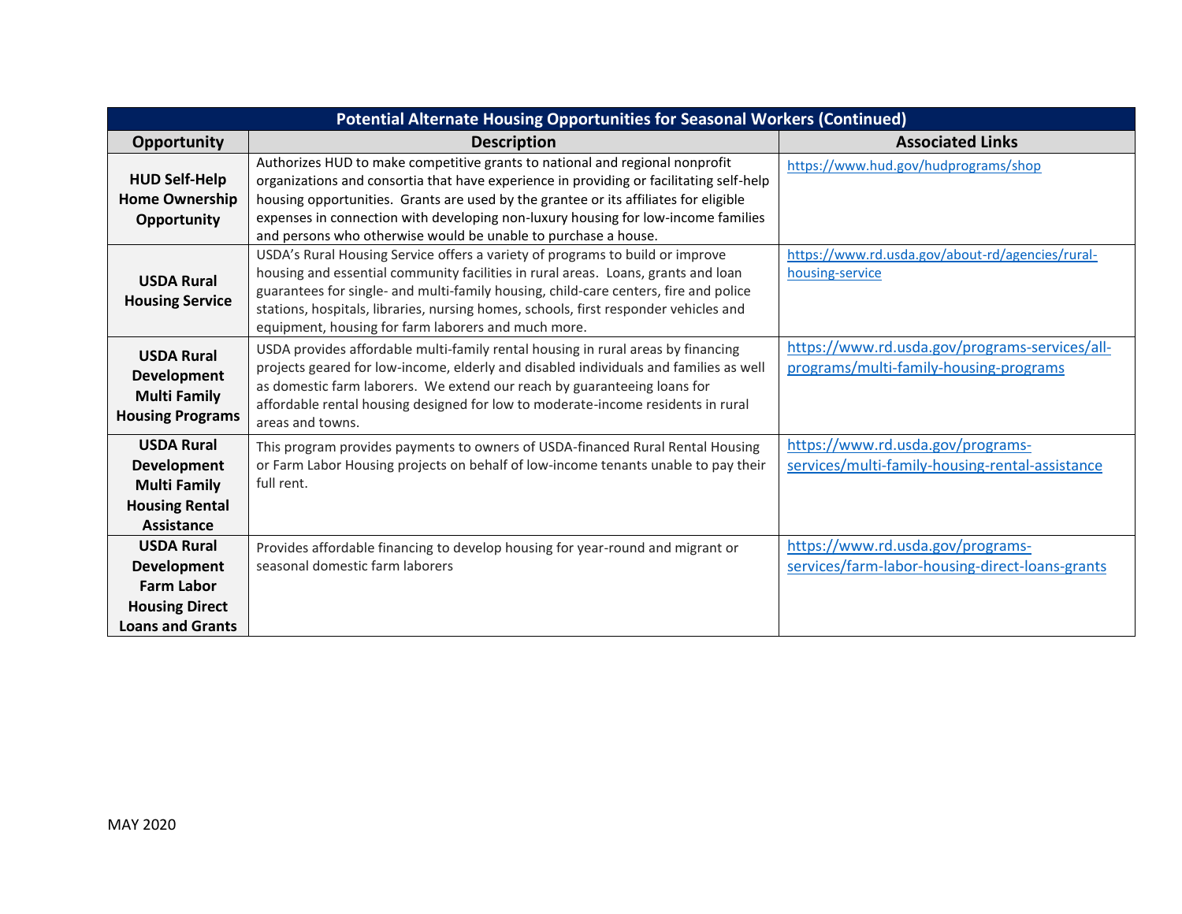| Potential Alternate Housing Opportunities for Seasonal Workers (Continued) | | |
|---|---|---|
| **Opportunity** | **Description** | **Associated Links** |
| **HUD Self-Help Home Ownership Opportunity** | Authorizes HUD to make competitive grants to national and regional nonprofit organizations and consortia that have experience in providing or facilitating self-help housing opportunities. Grants are used by the grantee or its affiliates for eligible expenses in connection with developing non-luxury housing for low-income families and persons who otherwise would be unable to purchase a house. | https://www.hud.gov/hudprograms/shop |
| **USDA Rural Housing Service** | USDA's Rural Housing Service offers a variety of programs to build or improve housing and essential community facilities in rural areas. Loans, grants and loan guarantees for single- and multi-family housing, child-care centers, fire and police stations, hospitals, libraries, nursing homes, schools, first responder vehicles and equipment, housing for farm laborers and much more. | https://www.rd.usda.gov/about-rd/agencies/rural-housing-service |
| **USDA Rural Development Multi Family Housing Programs** | USDA provides affordable multi-family rental housing in rural areas by financing projects geared for low-income, elderly and disabled individuals and families as well as domestic farm laborers. We extend our reach by guaranteeing loans for affordable rental housing designed for low to moderate-income residents in rural areas and towns. | https://www.rd.usda.gov/programs-services/all-programs/multi-family-housing-programs |
| **USDA Rural Development Multi Family Housing Rental Assistance** | This program provides payments to owners of USDA-financed Rural Rental Housing or Farm Labor Housing projects on behalf of low-income tenants unable to pay their full rent. | https://www.rd.usda.gov/programs-services/multi-family-housing-rental-assistance |
| **USDA Rural Development Farm Labor Housing Direct Loans and Grants** | Provides affordable financing to develop housing for year-round and migrant or seasonal domestic farm laborers | https://www.rd.usda.gov/programs-services/farm-labor-housing-direct-loans-grants |

MAY 2020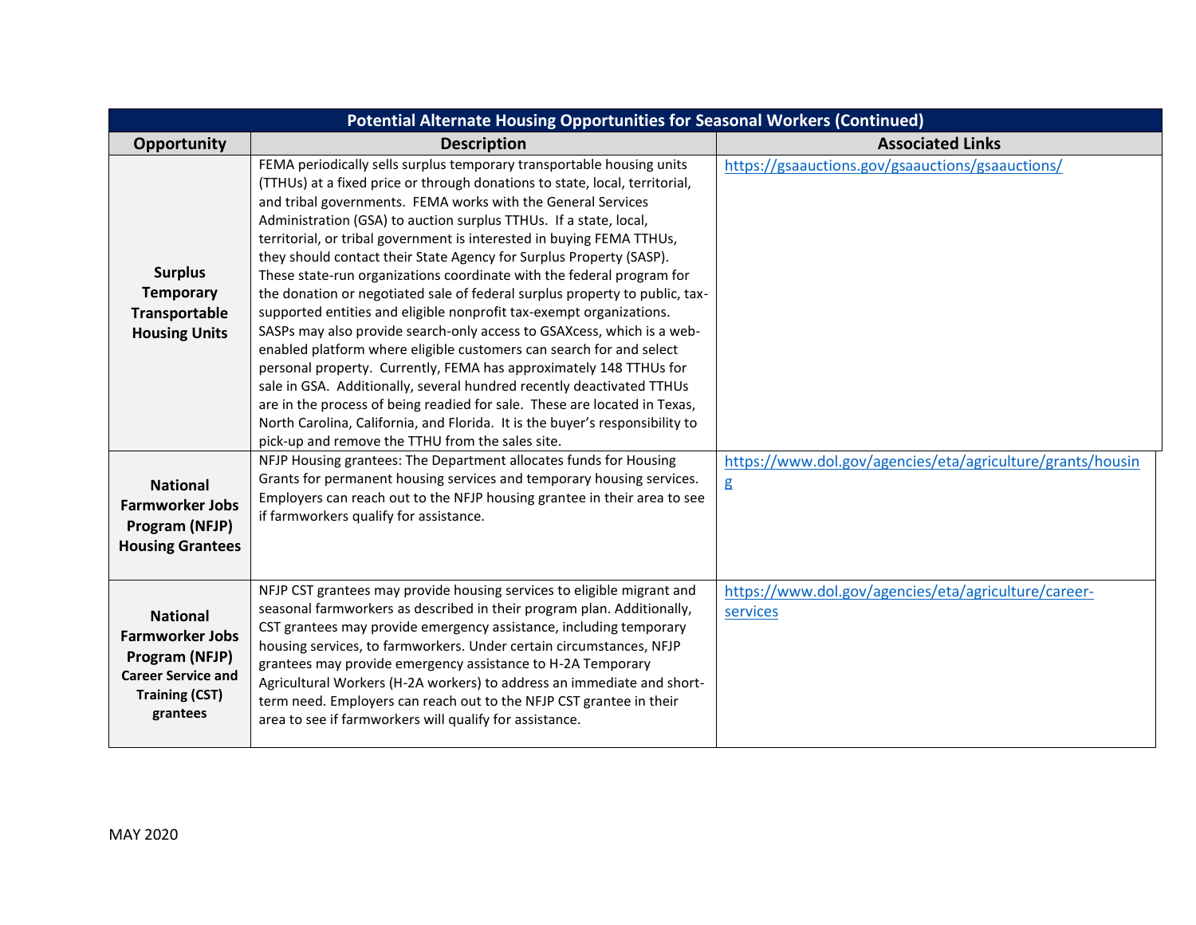| Potential Alternate Housing Opportunities for Seasonal Workers (Continued) | | |
|---|---|---|
| **Opportunity** | **Description** | **Associated Links** |
| **Surplus Temporary Transportable Housing Units** | FEMA periodically sells surplus temporary transportable housing units (TTHUs) at a fixed price or through donations to state, local, territorial, and tribal governments. FEMA works with the General Services Administration (GSA) to auction surplus TTHUs. If a state, local, territorial, or tribal government is interested in buying FEMA TTHUs, they should contact their State Agency for Surplus Property (SASP). These state-run organizations coordinate with the federal program for the donation or negotiated sale of federal surplus property to public, tax-supported entities and eligible nonprofit tax-exempt organizations. SASPs may also provide search-only access to GSAXcess, which is a web-enabled platform where eligible customers can search for and select personal property. Currently, FEMA has approximately 148 TTHUs for sale in GSA. Additionally, several hundred recently deactivated TTHUs are in the process of being readied for sale. These are located in Texas, North Carolina, California, and Florida. It is the buyer's responsibility to pick-up and remove the TTHU from the sales site. | https://gsaauctions.gov/gsaauctions/gsaauctions/ |
| **National Farmworker Jobs Program (NFJP) Housing Grantees** | NFJP Housing grantees: The Department allocates funds for Housing Grants for permanent housing services and temporary housing services. Employers can reach out to the NFJP housing grantee in their area to see if farmworkers qualify for assistance. | https://www.dol.gov/agencies/eta/agriculture/grants/housing |
| **National Farmworker Jobs Program (NFJP) Career Service and Training (CST) grantees** | NFJP CST grantees may provide housing services to eligible migrant and seasonal farmworkers as described in their program plan. Additionally, CST grantees may provide emergency assistance, including temporary housing services, to farmworkers. Under certain circumstances, NFJP grantees may provide emergency assistance to H-2A Temporary Agricultural Workers (H-2A workers) to address an immediate and short-term need. Employers can reach out to the NFJP CST grantee in their area to see if farmworkers will qualify for assistance. | https://www.dol.gov/agencies/eta/agriculture/career-services |

MAY 2020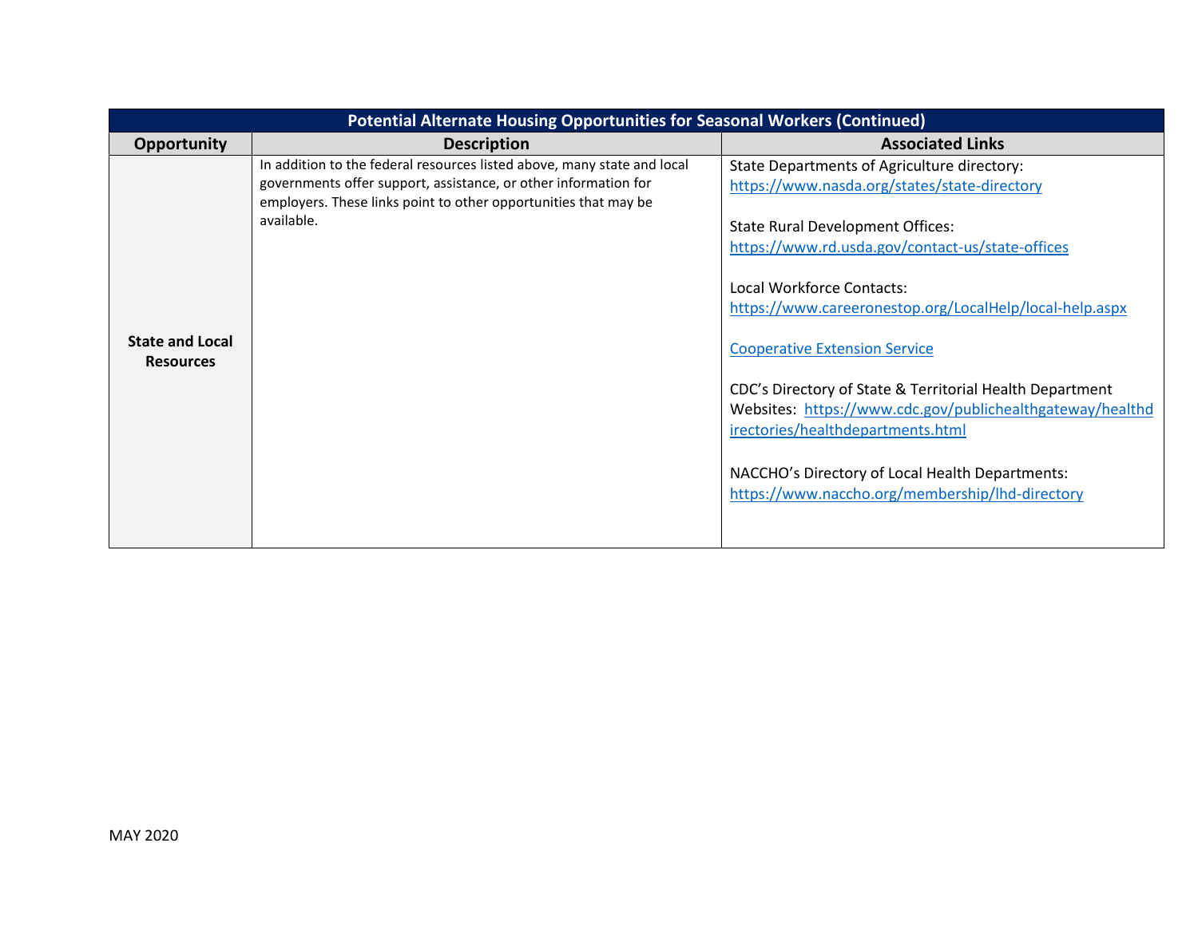| Potential Alternate Housing Opportunities for Seasonal Workers (Continued) | | |
|---|---|---|
| **Opportunity** | **Description** | **Associated Links** |
| **State and Local Resources** | In addition to the federal resources listed above, many state and local governments offer support, assistance, or other information for employers. These links point to other opportunities that may be available. | State Departments of Agriculture directory: https://www.nasda.org/states/state-directory<br><br>State Rural Development Offices: https://www.rd.usda.gov/contact-us/state-offices<br><br>Local Workforce Contacts: https://www.careeronestop.org/LocalHelp/local-help.aspx<br><br>Cooperative Extension Service<br><br>CDC's Directory of State & Territorial Health Department Websites: https://www.cdc.gov/publichealthgateway/healthdirectories/healthdepartments.html<br><br>NACCHO's Directory of Local Health Departments: https://www.naccho.org/membership/lhd-directory |

MAY 2020